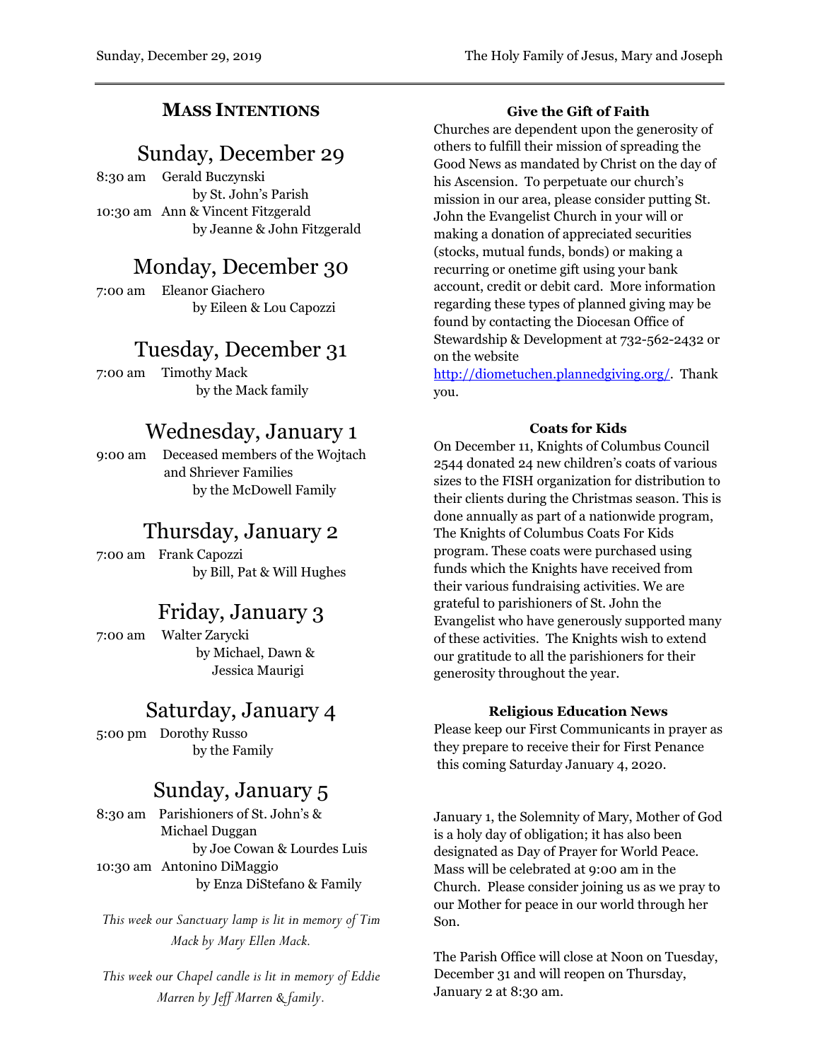## MASS INTENTIONS

### Sunday, December 29

8:30 am Gerald Buczynski
by St. John's Parish

10:30 am Ann & Vincent Fitzgerald
by Jeanne & John Fitzgerald

### Monday, December 30

7:00 am Eleanor Giachero
by Eileen & Lou Capozzi

### Tuesday, December 31

7:00 am Timothy Mack
by the Mack family

### Wednesday, January 1

9:00 am Deceased members of the Wojtach and Shriever Families
by the McDowell Family

### Thursday, January 2

7:00 am Frank Capozzi
by Bill, Pat & Will Hughes

### Friday, January 3

7:00 am Walter Zarycki
by Michael, Dawn & Jessica Maurigi

### Saturday, January 4

5:00 pm Dorothy Russo
by the Family

### Sunday, January 5

8:30 am Parishioners of St. John's & Michael Duggan
by Joe Cowan & Lourdes Luis

10:30 am Antonino DiMaggio
by Enza DiStefano & Family

*This week our Sanctuary lamp is lit in memory of Tim Mack by Mary Ellen Mack.*

*This week our Chapel candle is lit in memory of Eddie Marren by Jeff Marren & family.*

**Give the Gift of Faith**

Churches are dependent upon the generosity of others to fulfill their mission of spreading the Good News as mandated by Christ on the day of his Ascension. To perpetuate our church's mission in our area, please consider putting St. John the Evangelist Church in your will or making a donation of appreciated securities (stocks, mutual funds, bonds) or making a recurring or onetime gift using your bank account, credit or debit card. More information regarding these types of planned giving may be found by contacting the Diocesan Office of Stewardship & Development at 732-562-2432 or on the website http://diometuchen.plannedgiving.org/. Thank you.

**Coats for Kids**

On December 11, Knights of Columbus Council 2544 donated 24 new children's coats of various sizes to the FISH organization for distribution to their clients during the Christmas season. This is done annually as part of a nationwide program, The Knights of Columbus Coats For Kids program. These coats were purchased using funds which the Knights have received from their various fundraising activities. We are grateful to parishioners of St. John the Evangelist who have generously supported many of these activities. The Knights wish to extend our gratitude to all the parishioners for their generosity throughout the year.

**Religious Education News**

Please keep our First Communicants in prayer as they prepare to receive their for First Penance this coming Saturday January 4, 2020.

January 1, the Solemnity of Mary, Mother of God is a holy day of obligation; it has also been designated as Day of Prayer for World Peace. Mass will be celebrated at 9:00 am in the Church. Please consider joining us as we pray to our Mother for peace in our world through her Son.

The Parish Office will close at Noon on Tuesday, December 31 and will reopen on Thursday, January 2 at 8:30 am.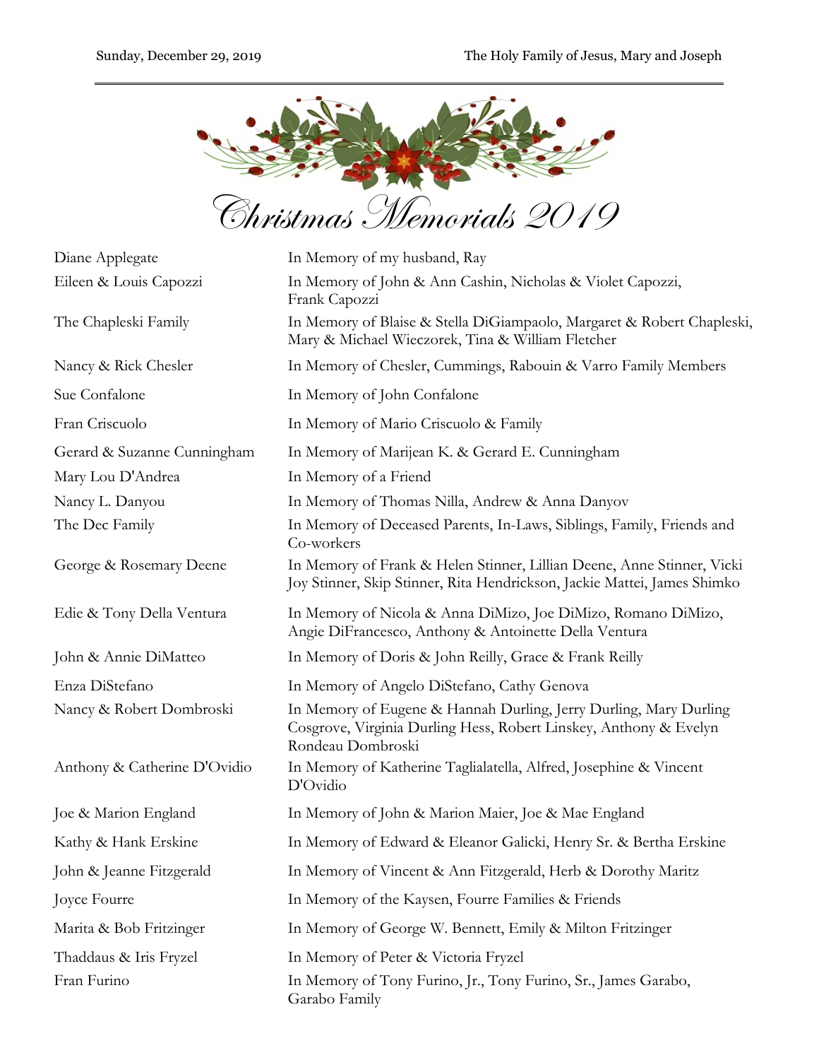# Christmas Memorials 2019

| | |
|---|---|
| Diane Applegate | In Memory of my husband, Ray |
| Eileen & Louis Capozzi | In Memory of John & Ann Cashin, Nicholas & Violet Capozzi, Frank Capozzi |
| The Chapleski Family | In Memory of Blaise & Stella DiGiampaolo, Margaret & Robert Chapleski, Mary & Michael Wieczorek, Tina & William Fletcher |
| Nancy & Rick Chesler | In Memory of Chesler, Cummings, Rabouin & Varro Family Members |
| Sue Confalone | In Memory of John Confalone |
| Fran Criscuolo | In Memory of Mario Criscuolo & Family |
| Gerard & Suzanne Cunningham | In Memory of Marijean K. & Gerard E. Cunningham |
| Mary Lou D'Andrea | In Memory of a Friend |
| Nancy L. Danyou | In Memory of Thomas Nilla, Andrew & Anna Danyov |
| The Dec Family | In Memory of Deceased Parents, In-Laws, Siblings, Family, Friends and Co-workers |
| George & Rosemary Deene | In Memory of Frank & Helen Stinner, Lillian Deene, Anne Stinner, Vicki Joy Stinner, Skip Stinner, Rita Hendrickson, Jackie Mattei, James Shimko |
| Edie & Tony Della Ventura | In Memory of Nicola & Anna DiMizo, Joe DiMizo, Romano DiMizo, Angie DiFrancesco, Anthony & Antoinette Della Ventura |
| John & Annie DiMatteo | In Memory of Doris & John Reilly, Grace & Frank Reilly |
| Enza DiStefano | In Memory of Angelo DiStefano, Cathy Genova |
| Nancy & Robert Dombroski | In Memory of Eugene & Hannah Durling, Jerry Durling, Mary Durling Cosgrove, Virginia Durling Hess, Robert Linskey, Anthony & Evelyn Rondeau Dombroski |
| Anthony & Catherine D'Ovidio | In Memory of Katherine Taglialatella, Alfred, Josephine & Vincent D'Ovidio |
| Joe & Marion England | In Memory of John & Marion Maier, Joe & Mae England |
| Kathy & Hank Erskine | In Memory of Edward & Eleanor Galicki, Henry Sr. & Bertha Erskine |
| John & Jeanne Fitzgerald | In Memory of Vincent & Ann Fitzgerald, Herb & Dorothy Maritz |
| Joyce Fourre | In Memory of the Kaysen, Fourre Families & Friends |
| Marita & Bob Fritzinger | In Memory of George W. Bennett, Emily & Milton Fritzinger |
| Thaddaus & Iris Fryzel | In Memory of Peter & Victoria Fryzel |
| Fran Furino | In Memory of Tony Furino, Jr., Tony Furino, Sr., James Garabo, Garabo Family |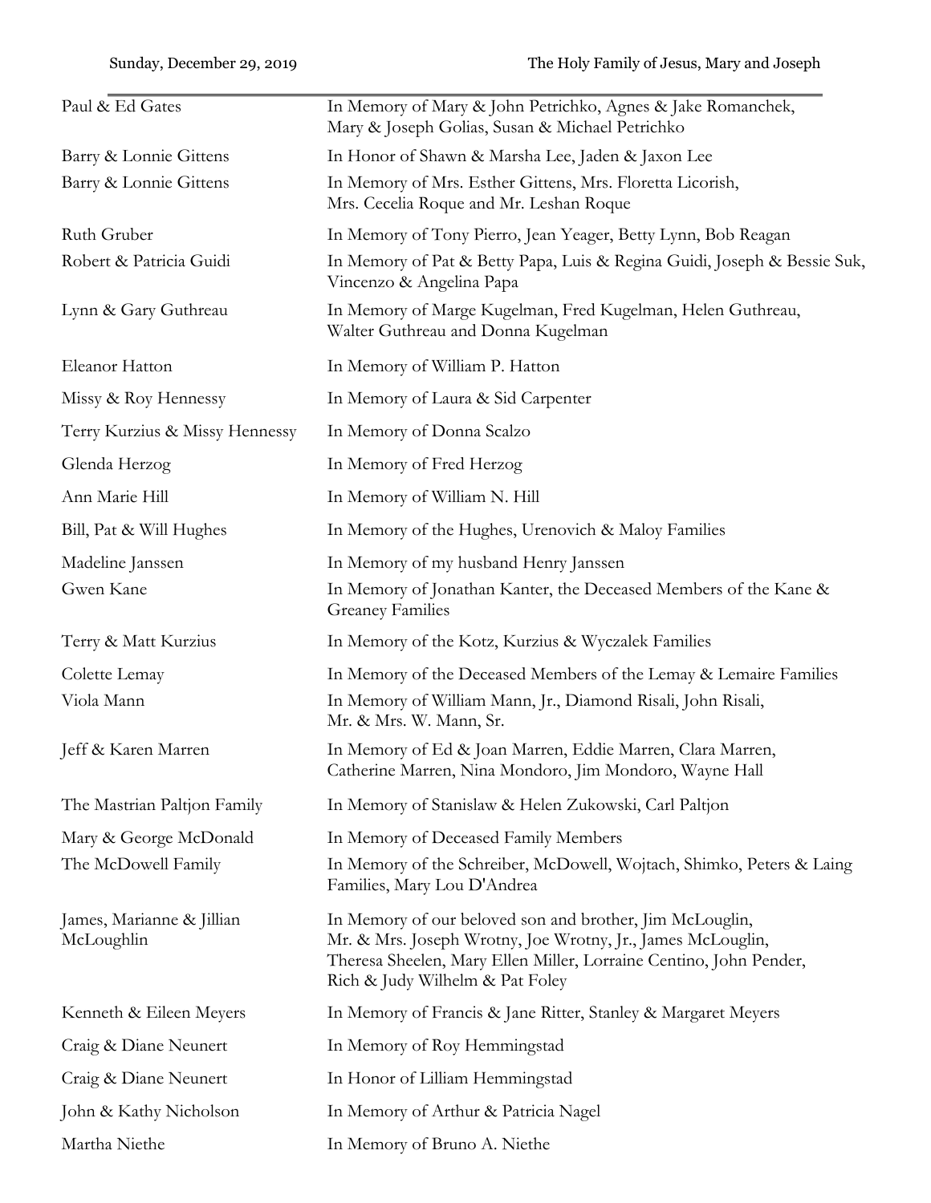| | |
|---|---|
| Paul & Ed Gates | In Memory of Mary & John Petrichko, Agnes & Jake Romanchek, Mary & Joseph Golias, Susan & Michael Petrichko |
| Barry & Lonnie Gittens | In Honor of Shawn & Marsha Lee, Jaden & Jaxon Lee |
| Barry & Lonnie Gittens | In Memory of Mrs. Esther Gittens, Mrs. Floretta Licorish, Mrs. Cecelia Roque and Mr. Leshan Roque |
| Ruth Gruber | In Memory of Tony Pierro, Jean Yeager, Betty Lynn, Bob Reagan |
| Robert & Patricia Guidi | In Memory of Pat & Betty Papa, Luis & Regina Guidi, Joseph & Bessie Suk, Vincenzo & Angelina Papa |
| Lynn & Gary Guthreau | In Memory of Marge Kugelman, Fred Kugelman, Helen Guthreau, Walter Guthreau and Donna Kugelman |
| Eleanor Hatton | In Memory of William P. Hatton |
| Missy & Roy Hennessy | In Memory of Laura & Sid Carpenter |
| Terry Kurzius & Missy Hennessy | In Memory of Donna Scalzo |
| Glenda Herzog | In Memory of Fred Herzog |
| Ann Marie Hill | In Memory of William N. Hill |
| Bill, Pat & Will Hughes | In Memory of the Hughes, Urenovich & Maloy Families |
| Madeline Janssen | In Memory of my husband Henry Janssen |
| Gwen Kane | In Memory of Jonathan Kanter, the Deceased Members of the Kane & Greaney Families |
| Terry & Matt Kurzius | In Memory of the Kotz, Kurzius & Wyczalek Families |
| Colette Lemay | In Memory of the Deceased Members of the Lemay & Lemaire Families |
| Viola Mann | In Memory of William Mann, Jr., Diamond Risali, John Risali, Mr. & Mrs. W. Mann, Sr. |
| Jeff & Karen Marren | In Memory of Ed & Joan Marren, Eddie Marren, Clara Marren, Catherine Marren, Nina Mondoro, Jim Mondoro, Wayne Hall |
| The Mastrian Paltjon Family | In Memory of Stanislaw & Helen Zukowski, Carl Paltjon |
| Mary & George McDonald | In Memory of Deceased Family Members |
| The McDowell Family | In Memory of the Schreiber, McDowell, Wojtach, Shimko, Peters & Laing Families, Mary Lou D'Andrea |
| James, Marianne & Jillian McLoughlin | In Memory of our beloved son and brother, Jim McLouglin, Mr. & Mrs. Joseph Wrotny, Joe Wrotny, Jr., James McLouglin, Theresa Sheelen, Mary Ellen Miller, Lorraine Centino, John Pender, Rich & Judy Wilhelm & Pat Foley |
| Kenneth & Eileen Meyers | In Memory of Francis & Jane Ritter, Stanley & Margaret Meyers |
| Craig & Diane Neunert | In Memory of Roy Hemmingstad |
| Craig & Diane Neunert | In Honor of Lilliam Hemmingstad |
| John & Kathy Nicholson | In Memory of Arthur & Patricia Nagel |
| Martha Niethe | In Memory of Bruno A. Niethe |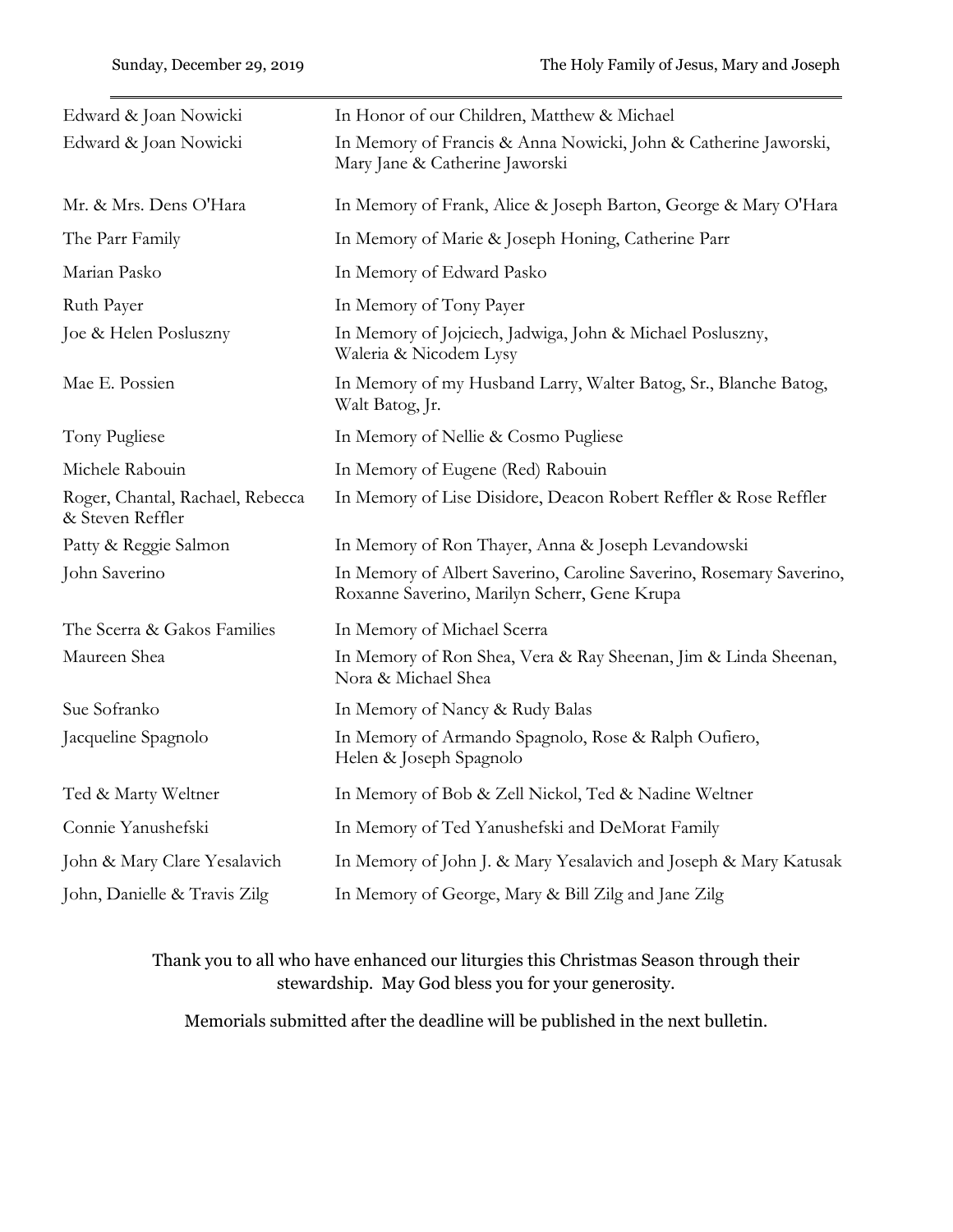| | |
|---|---|
| Edward & Joan Nowicki | In Honor of our Children, Matthew & Michael |
| Edward & Joan Nowicki | In Memory of Francis & Anna Nowicki, John & Catherine Jaworski, Mary Jane & Catherine Jaworski |
| Mr. & Mrs. Dens O'Hara | In Memory of Frank, Alice & Joseph Barton, George & Mary O'Hara |
| The Parr Family | In Memory of Marie & Joseph Honing, Catherine Parr |
| Marian Pasko | In Memory of Edward Pasko |
| Ruth Payer | In Memory of Tony Payer |
| Joe & Helen Posluszny | In Memory of Jojciech, Jadwiga, John & Michael Posluszny, Waleria & Nicodem Lysy |
| Mae E. Possien | In Memory of my Husband Larry, Walter Batog, Sr., Blanche Batog, Walt Batog, Jr. |
| Tony Pugliese | In Memory of Nellie & Cosmo Pugliese |
| Michele Rabouin | In Memory of Eugene (Red) Rabouin |
| Roger, Chantal, Rachael, Rebecca & Steven Reffler | In Memory of Lise Disidore, Deacon Robert Reffler & Rose Reffler |
| Patty & Reggie Salmon | In Memory of Ron Thayer, Anna & Joseph Levandowski |
| John Saverino | In Memory of Albert Saverino, Caroline Saverino, Rosemary Saverino, Roxanne Saverino, Marilyn Scherr, Gene Krupa |
| The Scerra & Gakos Families | In Memory of Michael Scerra |
| Maureen Shea | In Memory of Ron Shea, Vera & Ray Sheenan, Jim & Linda Sheenan, Nora & Michael Shea |
| Sue Sofranko | In Memory of Nancy & Rudy Balas |
| Jacqueline Spagnolo | In Memory of Armando Spagnolo, Rose & Ralph Oufiero, Helen & Joseph Spagnolo |
| Ted & Marty Weltner | In Memory of Bob & Zell Nickol, Ted & Nadine Weltner |
| Connie Yanushefski | In Memory of Ted Yanushefski and DeMorat Family |
| John & Mary Clare Yesalavich | In Memory of John J. & Mary Yesalavich and Joseph & Mary Katusak |
| John, Danielle & Travis Zilg | In Memory of George, Mary & Bill Zilg and Jane Zilg |

Thank you to all who have enhanced our liturgies this Christmas Season through their stewardship. May God bless you for your generosity.

Memorials submitted after the deadline will be published in the next bulletin.